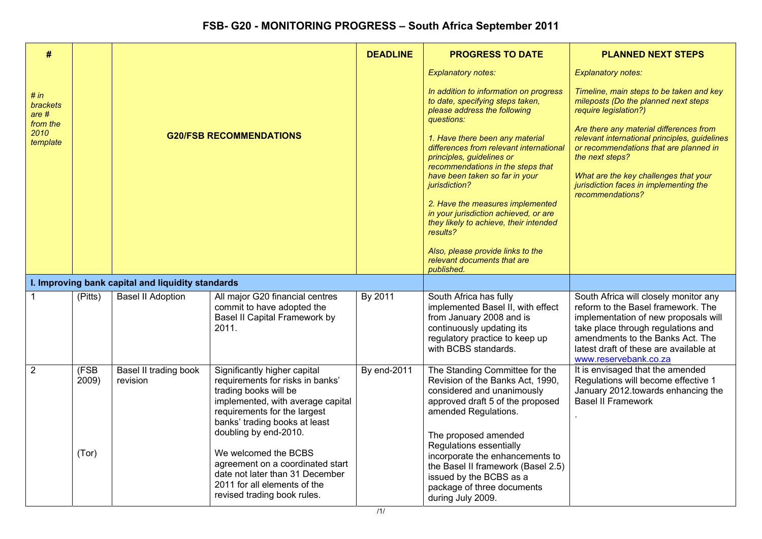# FSB- G20 - MONITORING PROGRESS – South Africa September 2011

| # *# in brackets are # from the 2010 template* | | G20/FSB RECOMMENDATIONS | | DEADLINE | PROGRESS TO DATE *Explanatory notes: In addition to information on progress to date, specifying steps taken, please address the following questions: 1. Have there been any material differences from relevant international principles, guidelines or recommendations in the steps that have been taken so far in your jurisdiction? 2. Have the measures implemented in your jurisdiction achieved, or are they likely to achieve, their intended results? Also, please provide links to the relevant documents that are published.* | PLANNED NEXT STEPS *Explanatory notes: Timeline, main steps to be taken and key mileposts (Do the planned next steps require legislation?) Are there any material differences from relevant international principles, guidelines or recommendations that are planned in the next steps? What are the key challenges that your jurisdiction faces in implementing the recommendations?* |
|---|---|---|---|---|---|---|
| **I. Improving bank capital and liquidity standards** | | | | | | |
| 1 | (Pitts) | Basel II Adoption | All major G20 financial centres commit to have adopted the Basel II Capital Framework by 2011. | By 2011 | South Africa has fully implemented Basel II, with effect from January 2008 and is continuously updating its regulatory practice to keep up with BCBS standards. | South Africa will closely monitor any reform to the Basel framework. The implementation of new proposals will take place through regulations and amendments to the Banks Act. The latest draft of these are available at www.reservebank.co.za |
| 2 | (FSB 2009) (Tor) | Basel II trading book revision | Significantly higher capital requirements for risks in banks' trading books will be implemented, with average capital requirements for the largest banks' trading books at least doubling by end-2010. We welcomed the BCBS agreement on a coordinated start date not later than 31 December 2011 for all elements of the revised trading book rules. | By end-2011 | The Standing Committee for the Revision of the Banks Act, 1990, considered and unanimously approved draft 5 of the proposed amended Regulations. The proposed amended Regulations essentially incorporate the enhancements to the Basel II framework (Basel 2.5) issued by the BCBS as a package of three documents during July 2009. | It is envisaged that the amended Regulations will become effective 1 January 2012.towards enhancing the Basel II Framework . |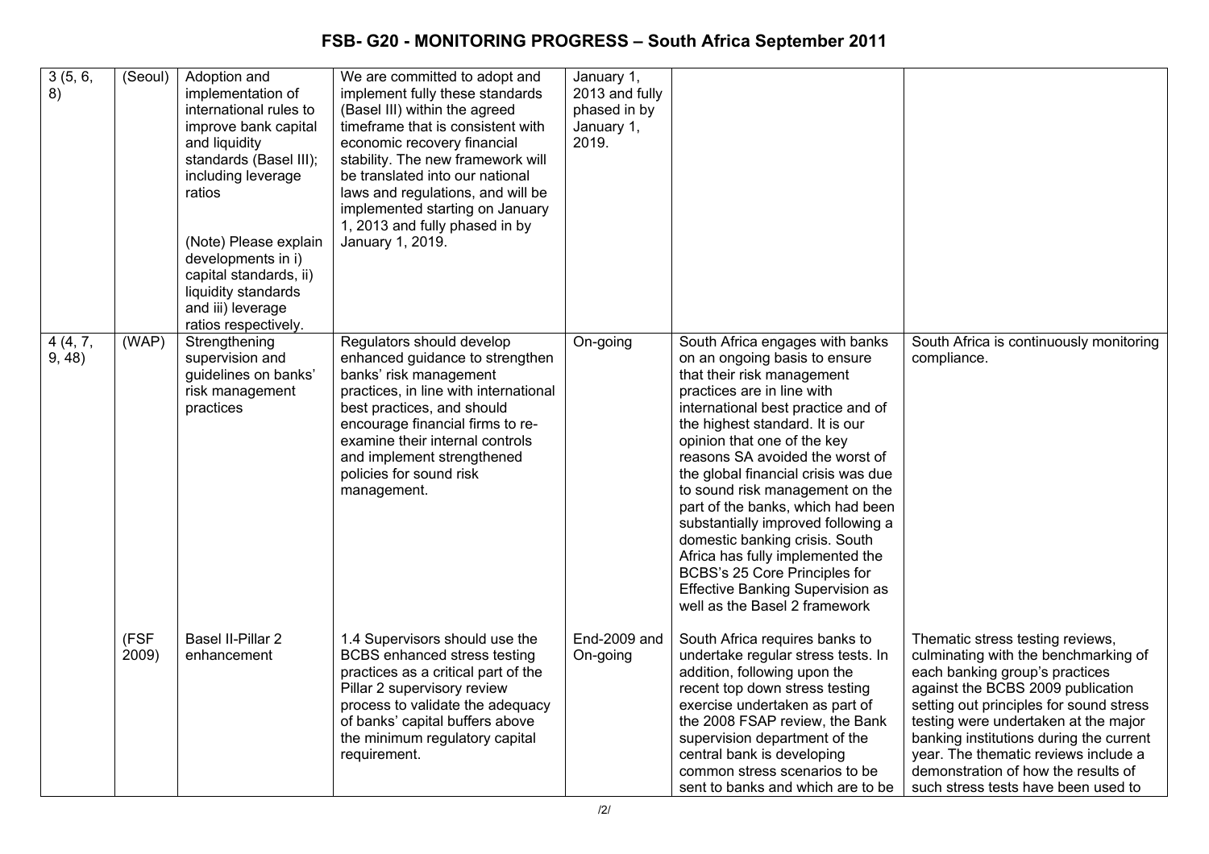# FSB- G20 - MONITORING PROGRESS – South Africa September 2011

| | | | | | | |
|---|---|---|---|---|---|---|
| 3 (5, 6, 8) | (Seoul) | Adoption and implementation of international rules to improve bank capital and liquidity standards (Basel III); including leverage ratios<br><br>(Note) Please explain developments in i) capital standards, ii) liquidity standards and iii) leverage ratios respectively. | We are committed to adopt and implement fully these standards (Basel III) within the agreed timeframe that is consistent with economic recovery financial stability. The new framework will be translated into our national laws and regulations, and will be implemented starting on January 1, 2013 and fully phased in by January 1, 2019. | January 1, 2013 and fully phased in by January 1, 2019. | | |
| 4 (4, 7, 9, 48) | (WAP) | Strengthening supervision and guidelines on banks' risk management practices | Regulators should develop enhanced guidance to strengthen banks' risk management practices, in line with international best practices, and should encourage financial firms to re-examine their internal controls and implement strengthened policies for sound risk management. | On-going | South Africa engages with banks on an ongoing basis to ensure that their risk management practices are in line with international best practice and of the highest standard. It is our opinion that one of the key reasons SA avoided the worst of the global financial crisis was due to sound risk management on the part of the banks, which had been substantially improved following a domestic banking crisis. South Africa has fully implemented the BCBS's 25 Core Principles for Effective Banking Supervision as well as the Basel 2 framework | South Africa is continuously monitoring compliance. |
| | (FSF 2009) | Basel II-Pillar 2 enhancement | 1.4 Supervisors should use the BCBS enhanced stress testing practices as a critical part of the Pillar 2 supervisory review process to validate the adequacy of banks' capital buffers above the minimum regulatory capital requirement. | End-2009 and On-going | South Africa requires banks to undertake regular stress tests. In addition, following upon the recent top down stress testing exercise undertaken as part of the 2008 FSAP review, the Bank supervision department of the central bank is developing common stress scenarios to be sent to banks and which are to be | Thematic stress testing reviews, culminating with the benchmarking of each banking group's practices against the BCBS 2009 publication setting out principles for sound stress testing were undertaken at the major banking institutions during the current year. The thematic reviews include a demonstration of how the results of such stress tests have been used to |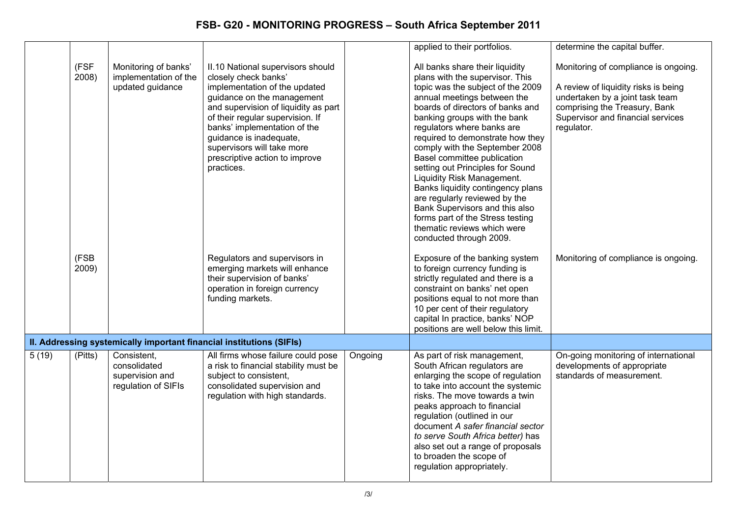# FSB- G20 - MONITORING PROGRESS – South Africa September 2011

| | | | | | | |
|---|---|---|---|---|---|---|
| | | | | | applied to their portfolios. | determine the capital buffer. |
| | (FSF 2008) | Monitoring of banks' implementation of the updated guidance | II.10 National supervisors should closely check banks' implementation of the updated guidance on the management and supervision of liquidity as part of their regular supervision. If banks' implementation of the guidance is inadequate, supervisors will take more prescriptive action to improve practices. | | All banks share their liquidity plans with the supervisor. This topic was the subject of the 2009 annual meetings between the boards of directors of banks and banking groups with the bank regulators where banks are required to demonstrate how they comply with the September 2008 Basel committee publication setting out Principles for Sound Liquidity Risk Management. Banks liquidity contingency plans are regularly reviewed by the Bank Supervisors and this also forms part of the Stress testing thematic reviews which were conducted through 2009. | Monitoring of compliance is ongoing.<br><br>A review of liquidity risks is being undertaken by a joint task team comprising the Treasury, Bank Supervisor and financial services regulator. |
| | (FSB 2009) | | Regulators and supervisors in emerging markets will enhance their supervision of banks' operation in foreign currency funding markets. | | Exposure of the banking system to foreign currency funding is strictly regulated and there is a constraint on banks' net open positions equal to not more than 10 per cent of their regulatory capital In practice, banks' NOP positions are well below this limit. | Monitoring of compliance is ongoing. |
| **II. Addressing systemically important financial institutions (SIFIs)** | | | | | | |
| 5 (19) | (Pitts) | Consistent, consolidated supervision and regulation of SIFIs | All firms whose failure could pose a risk to financial stability must be subject to consistent, consolidated supervision and regulation with high standards. | Ongoing | As part of risk management, South African regulators are enlarging the scope of regulation to take into account the systemic risks. The move towards a twin peaks approach to financial regulation (outlined in our document *A safer financial sector to serve South Africa better)* has also set out a range of proposals to broaden the scope of regulation appropriately. | On-going monitoring of international developments of appropriate standards of measurement. |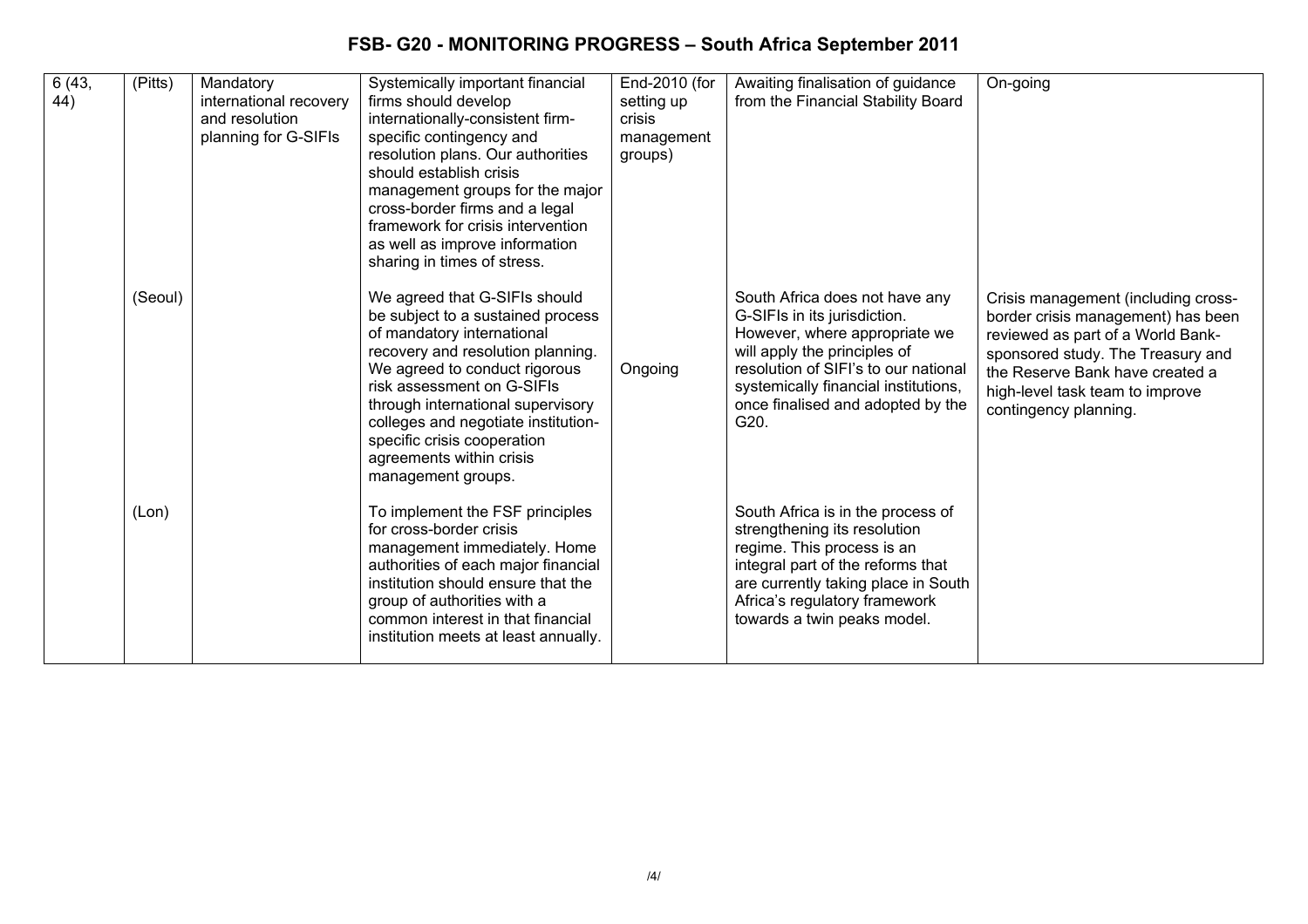# FSB- G20 - MONITORING PROGRESS – South Africa September 2011

| | | | | | | |
|---|---|---|---|---|---|---|
| 6 (43, 44) | (Pitts) | Mandatory international recovery and resolution planning for G-SIFIs | Systemically important financial firms should develop internationally-consistent firm-specific contingency and resolution plans. Our authorities should establish crisis management groups for the major cross-border firms and a legal framework for crisis intervention as well as improve information sharing in times of stress. | End-2010 (for setting up crisis management groups) | Awaiting finalisation of guidance from the Financial Stability Board | On-going |
| | (Seoul) | | We agreed that G-SIFIs should be subject to a sustained process of mandatory international recovery and resolution planning. We agreed to conduct rigorous risk assessment on G-SIFIs through international supervisory colleges and negotiate institution-specific crisis cooperation agreements within crisis management groups. | Ongoing | South Africa does not have any G-SIFIs in its jurisdiction. However, where appropriate we will apply the principles of resolution of SIFI's to our national systemically financial institutions, once finalised and adopted by the G20. | Crisis management (including cross-border crisis management) has been reviewed as part of a World Bank-sponsored study. The Treasury and the Reserve Bank have created a high-level task team to improve contingency planning. |
| | (Lon) | | To implement the FSF principles for cross-border crisis management immediately. Home authorities of each major financial institution should ensure that the group of authorities with a common interest in that financial institution meets at least annually. | | South Africa is in the process of strengthening its resolution regime. This process is an integral part of the reforms that are currently taking place in South Africa's regulatory framework towards a twin peaks model. | |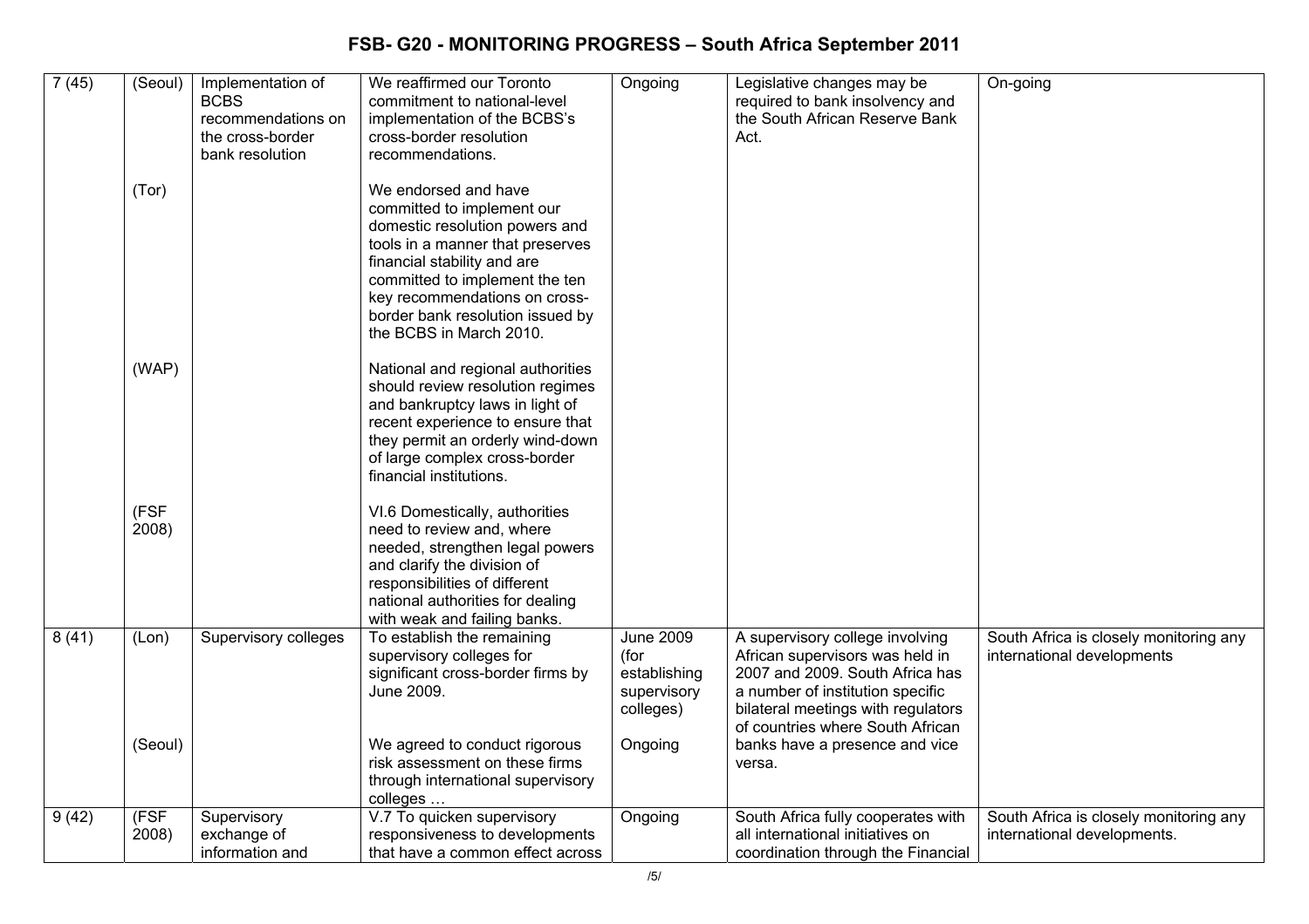# FSB- G20 - MONITORING PROGRESS – South Africa September 2011

| | | | | | | |
|---|---|---|---|---|---|---|
| 7 (45) | (Seoul) | Implementation of BCBS recommendations on the cross-border bank resolution | We reaffirmed our Toronto commitment to national-level implementation of the BCBS's cross-border resolution recommendations. | Ongoing | Legislative changes may be required to bank insolvency and the South African Reserve Bank Act. | On-going |
| | (Tor) | | We endorsed and have committed to implement our domestic resolution powers and tools in a manner that preserves financial stability and are committed to implement the ten key recommendations on cross-border bank resolution issued by the BCBS in March 2010. | | | |
| | (WAP) | | National and regional authorities should review resolution regimes and bankruptcy laws in light of recent experience to ensure that they permit an orderly wind-down of large complex cross-border financial institutions. | | | |
| | (FSF 2008) | | VI.6 Domestically, authorities need to review and, where needed, strengthen legal powers and clarify the division of responsibilities of different national authorities for dealing with weak and failing banks. | | | |
| 8 (41) | (Lon) | Supervisory colleges | To establish the remaining supervisory colleges for significant cross-border firms by June 2009. | June 2009 (for establishing supervisory colleges) | A supervisory college involving African supervisors was held in 2007 and 2009. South Africa has a number of institution specific bilateral meetings with regulators of countries where South African banks have a presence and vice versa. | South Africa is closely monitoring any international developments |
| | (Seoul) | | We agreed to conduct rigorous risk assessment on these firms through international supervisory colleges … | Ongoing | | |
| 9 (42) | (FSF 2008) | Supervisory exchange of information and | V.7 To quicken supervisory responsiveness to developments that have a common effect across | Ongoing | South Africa fully cooperates with all international initiatives on coordination through the Financial | South Africa is closely monitoring any international developments. |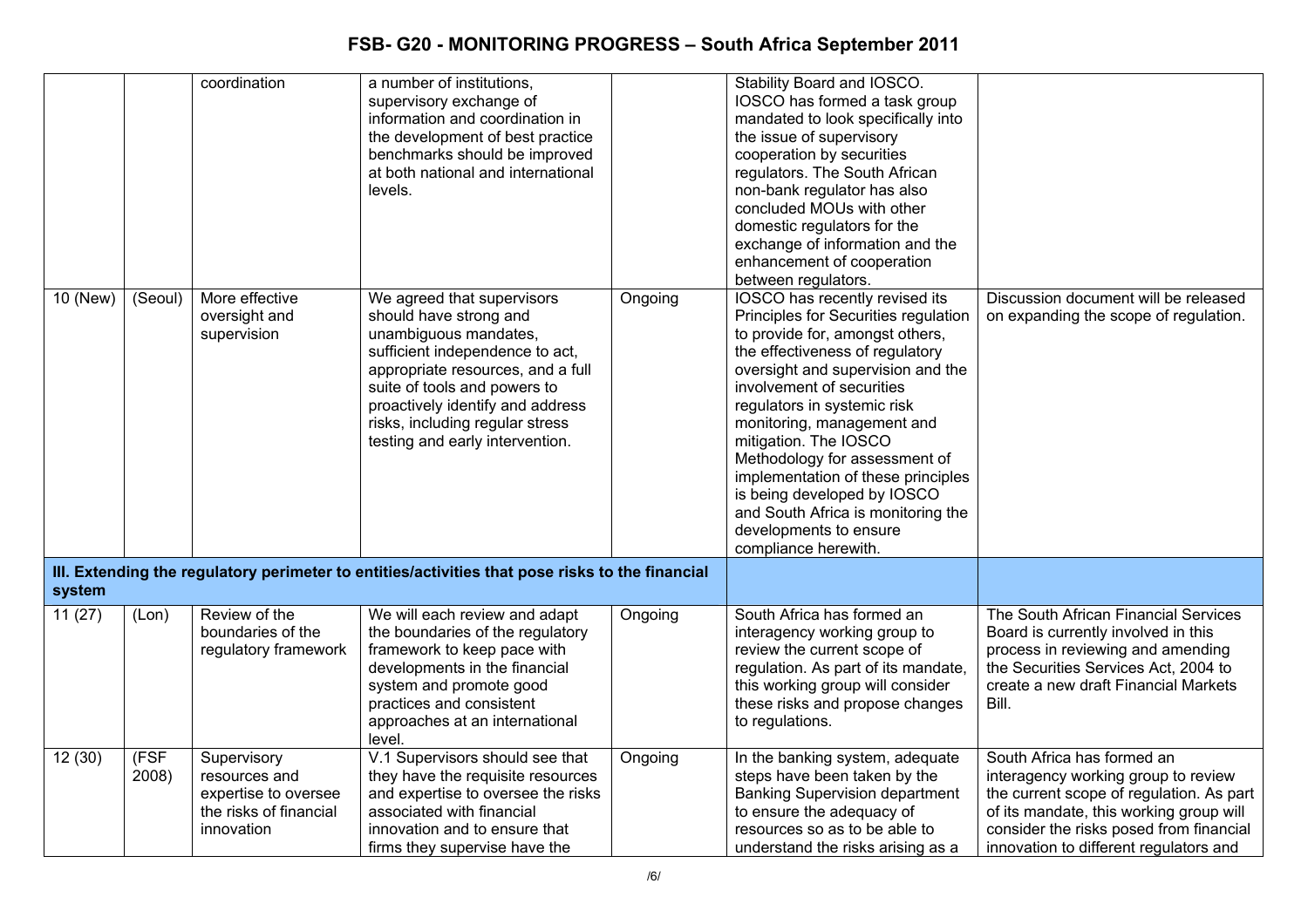# FSB- G20 - MONITORING PROGRESS – South Africa September 2011

| | | | | | | |
|---|---|---|---|---|---|---|
| | | coordination | a number of institutions, supervisory exchange of information and coordination in the development of best practice benchmarks should be improved at both national and international levels. | | Stability Board and IOSCO. IOSCO has formed a task group mandated to look specifically into the issue of supervisory cooperation by securities regulators. The South African non-bank regulator has also concluded MOUs with other domestic regulators for the exchange of information and the enhancement of cooperation between regulators. | |
| 10 (New) | (Seoul) | More effective oversight and supervision | We agreed that supervisors should have strong and unambiguous mandates, sufficient independence to act, appropriate resources, and a full suite of tools and powers to proactively identify and address risks, including regular stress testing and early intervention. | Ongoing | IOSCO has recently revised its Principles for Securities regulation to provide for, amongst others, the effectiveness of regulatory oversight and supervision and the involvement of securities regulators in systemic risk monitoring, management and mitigation. The IOSCO Methodology for assessment of implementation of these principles is being developed by IOSCO and South Africa is monitoring the developments to ensure compliance herewith. | Discussion document will be released on expanding the scope of regulation. |
| **III. Extending the regulatory perimeter to entities/activities that pose risks to the financial system** | | | | | | |
| 11 (27) | (Lon) | Review of the boundaries of the regulatory framework | We will each review and adapt the boundaries of the regulatory framework to keep pace with developments in the financial system and promote good practices and consistent approaches at an international level. | Ongoing | South Africa has formed an interagency working group to review the current scope of regulation. As part of its mandate, this working group will consider these risks and propose changes to regulations. | The South African Financial Services Board is currently involved in this process in reviewing and amending the Securities Services Act, 2004 to create a new draft Financial Markets Bill. |
| 12 (30) | (FSF 2008) | Supervisory resources and expertise to oversee the risks of financial innovation | V.1 Supervisors should see that they have the requisite resources and expertise to oversee the risks associated with financial innovation and to ensure that firms they supervise have the | Ongoing | In the banking system, adequate steps have been taken by the Banking Supervision department to ensure the adequacy of resources so as to be able to understand the risks arising as a | South Africa has formed an interagency working group to review the current scope of regulation. As part of its mandate, this working group will consider the risks posed from financial innovation to different regulators and |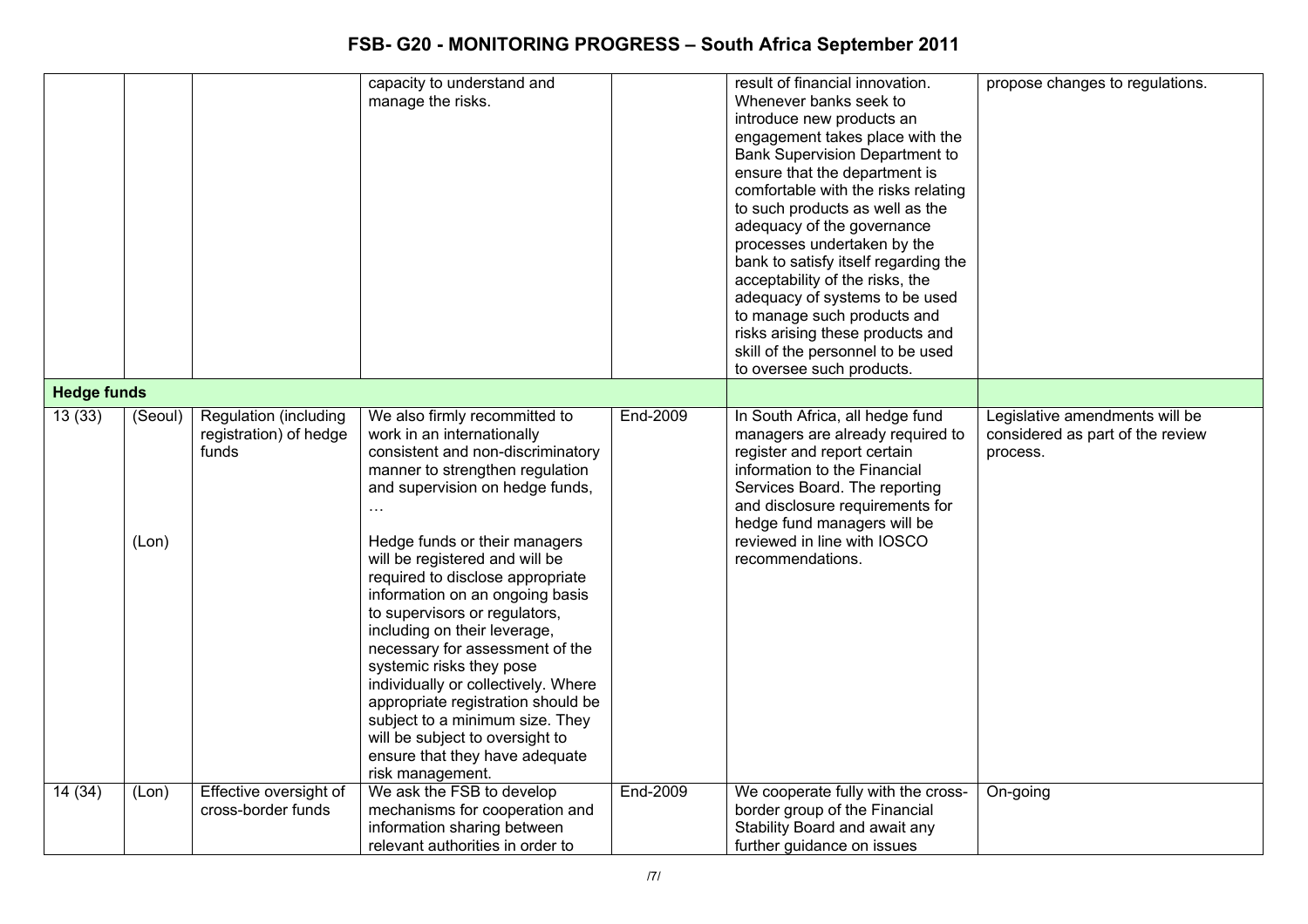# FSB- G20 - MONITORING PROGRESS – South Africa September 2011

| | | | | | | |
|---|---|---|---|---|---|---|
| | | | capacity to understand and manage the risks. | | result of financial innovation. Whenever banks seek to introduce new products an engagement takes place with the Bank Supervision Department to ensure that the department is comfortable with the risks relating to such products as well as the adequacy of the governance processes undertaken by the bank to satisfy itself regarding the acceptability of the risks, the adequacy of systems to be used to manage such products and risks arising these products and skill of the personnel to be used to oversee such products. | propose changes to regulations. |
| **Hedge funds** | | | | | | |
| 13 (33) | (Seoul)<br><br>(Lon) | Regulation (including registration) of hedge funds | We also firmly recommitted to work in an internationally consistent and non-discriminatory manner to strengthen regulation and supervision on hedge funds, …<br><br>Hedge funds or their managers will be registered and will be required to disclose appropriate information on an ongoing basis to supervisors or regulators, including on their leverage, necessary for assessment of the systemic risks they pose individually or collectively. Where appropriate registration should be subject to a minimum size. They will be subject to oversight to ensure that they have adequate risk management. | End-2009 | In South Africa, all hedge fund managers are already required to register and report certain information to the Financial Services Board. The reporting and disclosure requirements for hedge fund managers will be reviewed in line with IOSCO recommendations. | Legislative amendments will be considered as part of the review process. |
| 14 (34) | (Lon) | Effective oversight of cross-border funds | We ask the FSB to develop mechanisms for cooperation and information sharing between relevant authorities in order to | End-2009 | We cooperate fully with the cross-border group of the Financial Stability Board and await any further guidance on issues | On-going |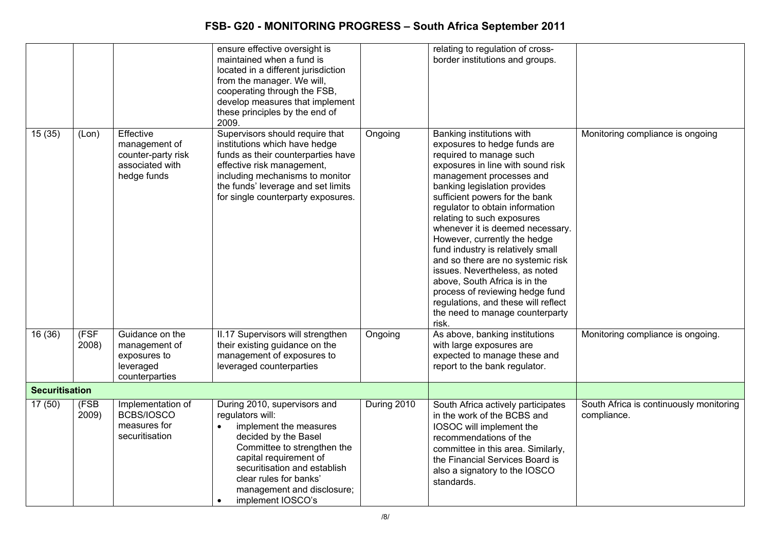| | | | | | | |
|---|---|---|---|---|---|---|
| | | | ensure effective oversight is maintained when a fund is located in a different jurisdiction from the manager. We will, cooperating through the FSB, develop measures that implement these principles by the end of 2009. | | relating to regulation of cross-border institutions and groups. | |
| 15 (35) | (Lon) | Effective management of counter-party risk associated with hedge funds | Supervisors should require that institutions which have hedge funds as their counterparties have effective risk management, including mechanisms to monitor the funds' leverage and set limits for single counterparty exposures. | Ongoing | Banking institutions with exposures to hedge funds are required to manage such exposures in line with sound risk management processes and banking legislation provides sufficient powers for the bank regulator to obtain information relating to such exposures whenever it is deemed necessary. However, currently the hedge fund industry is relatively small and so there are no systemic risk issues. Nevertheless, as noted above, South Africa is in the process of reviewing hedge fund regulations, and these will reflect the need to manage counterparty risk. | Monitoring compliance is ongoing |
| 16 (36) | (FSF 2008) | Guidance on the management of exposures to leveraged counterparties | II.17 Supervisors will strengthen their existing guidance on the management of exposures to leveraged counterparties | Ongoing | As above, banking institutions with large exposures are expected to manage these and report to the bank regulator. | Monitoring compliance is ongoing. |
| **Securitisation** | | | | | | |
| 17 (50) | (FSB 2009) | Implementation of BCBS/IOSCO measures for securitisation | During 2010, supervisors and regulators will:<br>• implement the measures decided by the Basel Committee to strengthen the capital requirement of securitisation and establish clear rules for banks' management and disclosure;<br>• implement IOSCO's | During 2010 | South Africa actively participates in the work of the BCBS and IOSOC will implement the recommendations of the committee in this area. Similarly, the Financial Services Board is also a signatory to the IOSCO standards. | South Africa is continuously monitoring compliance. |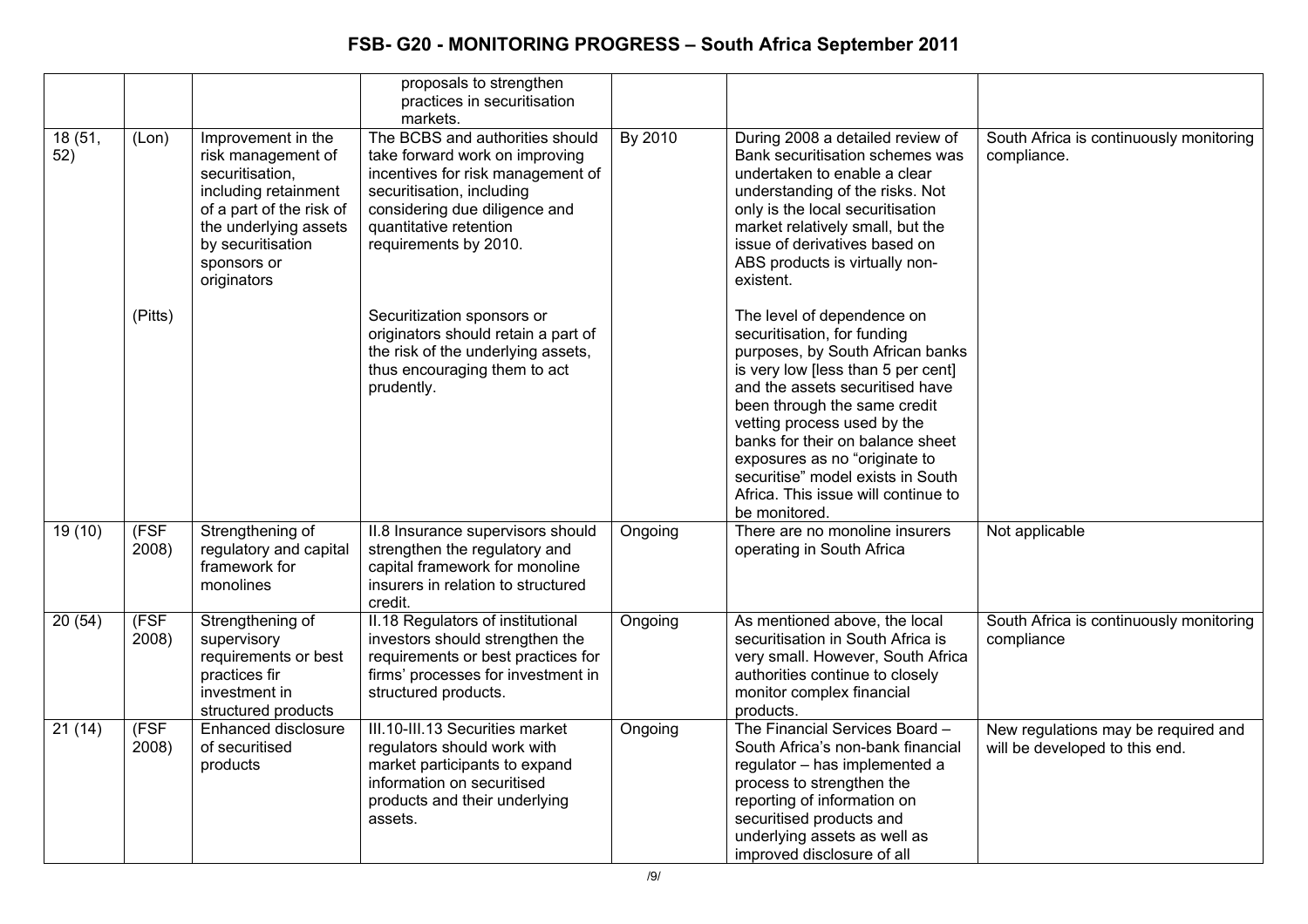# FSB- G20 - MONITORING PROGRESS – South Africa September 2011

| | | | | | | |
|---|---|---|---|---|---|---|
| | | | proposals to strengthen practices in securitisation markets. | | | |
| 18 (51, 52) | (Lon) | Improvement in the risk management of securitisation, including retainment of a part of the risk of the underlying assets by securitisation sponsors or originators | The BCBS and authorities should take forward work on improving incentives for risk management of securitisation, including considering due diligence and quantitative retention requirements by 2010. | By 2010 | During 2008 a detailed review of Bank securitisation schemes was undertaken to enable a clear understanding of the risks. Not only is the local securitisation market relatively small, but the issue of derivatives based on ABS products is virtually non-existent. | South Africa is continuously monitoring compliance. |
| | (Pitts) | | Securitization sponsors or originators should retain a part of the risk of the underlying assets, thus encouraging them to act prudently. | | The level of dependence on securitisation, for funding purposes, by South African banks is very low [less than 5 per cent] and the assets securitised have been through the same credit vetting process used by the banks for their on balance sheet exposures as no "originate to securitise" model exists in South Africa. This issue will continue to be monitored. | |
| 19 (10) | (FSF 2008) | Strengthening of regulatory and capital framework for monolines | II.8 Insurance supervisors should strengthen the regulatory and capital framework for monoline insurers in relation to structured credit. | Ongoing | There are no monoline insurers operating in South Africa | Not applicable |
| 20 (54) | (FSF 2008) | Strengthening of supervisory requirements or best practices fir investment in structured products | II.18 Regulators of institutional investors should strengthen the requirements or best practices for firms' processes for investment in structured products. | Ongoing | As mentioned above, the local securitisation in South Africa is very small. However, South Africa authorities continue to closely monitor complex financial products. | South Africa is continuously monitoring compliance |
| 21 (14) | (FSF 2008) | Enhanced disclosure of securitised products | III.10-III.13 Securities market regulators should work with market participants to expand information on securitised products and their underlying assets. | Ongoing | The Financial Services Board – South Africa's non-bank financial regulator – has implemented a process to strengthen the reporting of information on securitised products and underlying assets as well as improved disclosure of all | New regulations may be required and will be developed to this end. |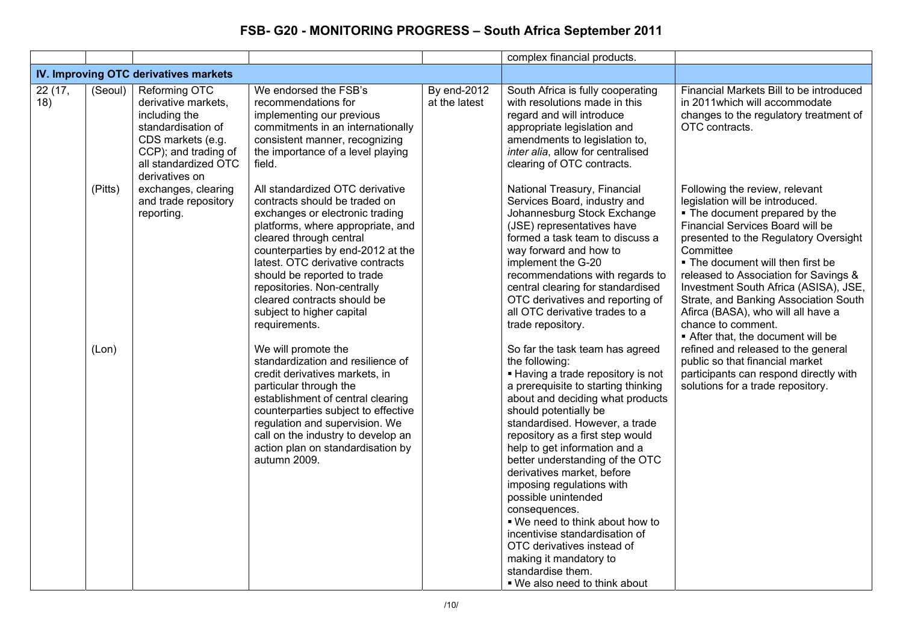| | | | | | complex financial products. | |
|---|---|---|---|---|---|---|
| **IV. Improving OTC derivatives markets** | | | | | | |
| 22 (17, 18) | (Seoul) | Reforming OTC derivative markets, including the standardisation of CDS markets (e.g. CCP); and trading of all standardized OTC derivatives on exchanges, clearing and trade repository reporting. | We endorsed the FSB's recommendations for implementing our previous commitments in an internationally consistent manner, recognizing the importance of a level playing field. | By end-2012 at the latest | South Africa is fully cooperating with resolutions made in this regard and will introduce appropriate legislation and amendments to legislation to, *inter alia*, allow for centralised clearing of OTC contracts. | Financial Markets Bill to be introduced in 2011which will accommodate changes to the regulatory treatment of OTC contracts. |
| | (Pitts) | | All standardized OTC derivative contracts should be traded on exchanges or electronic trading platforms, where appropriate, and cleared through central counterparties by end-2012 at the latest. OTC derivative contracts should be reported to trade repositories. Non-centrally cleared contracts should be subject to higher capital requirements. | | National Treasury, Financial Services Board, industry and Johannesburg Stock Exchange (JSE) representatives have formed a task team to discuss a way forward and how to implement the G-20 recommendations with regards to central clearing for standardised OTC derivatives and reporting of all OTC derivative trades to a trade repository. | Following the review, relevant legislation will be introduced.<br>▪ The document prepared by the Financial Services Board will be presented to the Regulatory Oversight Committee<br>▪ The document will then first be released to Association for Savings & Investment South Africa (ASISA), JSE, Strate, and Banking Association South Afirca (BASA), who will all have a chance to comment.<br>▪ After that, the document will be refined and released to the general public so that financial market participants can respond directly with solutions for a trade repository. |
| | (Lon) | | We will promote the standardization and resilience of credit derivatives markets, in particular through the establishment of central clearing counterparties subject to effective regulation and supervision. We call on the industry to develop an action plan on standardisation by autumn 2009. | | So far the task team has agreed the following:<br>▪ Having a trade repository is not a prerequisite to starting thinking about and deciding what products should potentially be standardised. However, a trade repository as a first step would help to get information and a better understanding of the OTC derivatives market, before imposing regulations with possible unintended consequences.<br>▪ We need to think about how to incentivise standardisation of OTC derivatives instead of making it mandatory to standardise them.<br>▪ We also need to think about | |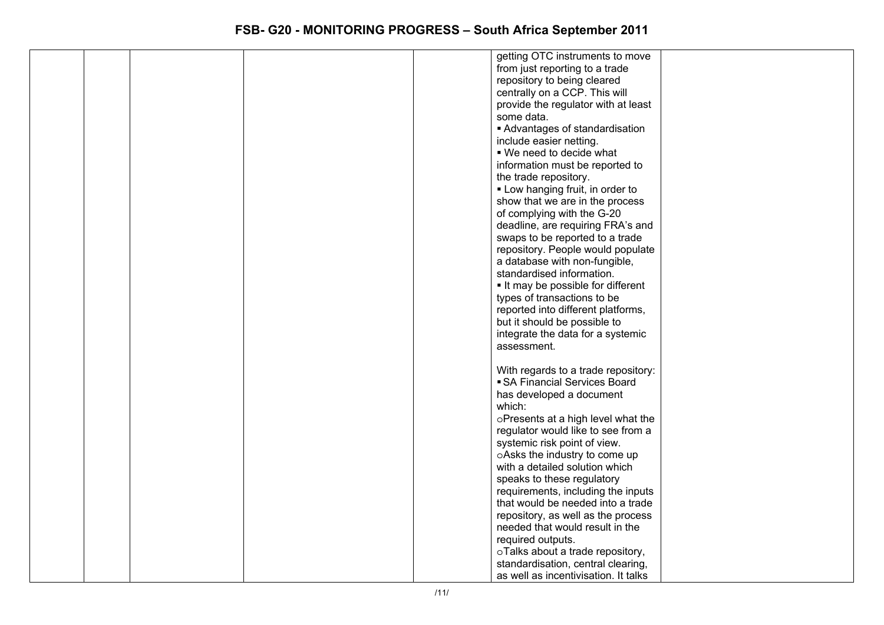| | | | | | | |
|---|---|---|---|---|---|---|
| | | | | | getting OTC instruments to move from just reporting to a trade repository to being cleared centrally on a CCP. This will provide the regulator with at least some data.<br>▪ Advantages of standardisation include easier netting.<br>▪ We need to decide what information must be reported to the trade repository.<br>▪ Low hanging fruit, in order to show that we are in the process of complying with the G-20 deadline, are requiring FRA's and swaps to be reported to a trade repository. People would populate a database with non-fungible, standardised information.<br>▪ It may be possible for different types of transactions to be reported into different platforms, but it should be possible to integrate the data for a systemic assessment.<br><br>With regards to a trade repository:<br>▪ SA Financial Services Board has developed a document which:<br>o Presents at a high level what the regulator would like to see from a systemic risk point of view.<br>o Asks the industry to come up with a detailed solution which speaks to these regulatory requirements, including the inputs that would be needed into a trade repository, as well as the process needed that would result in the required outputs.<br>o Talks about a trade repository, standardisation, central clearing, as well as incentivisation. It talks | |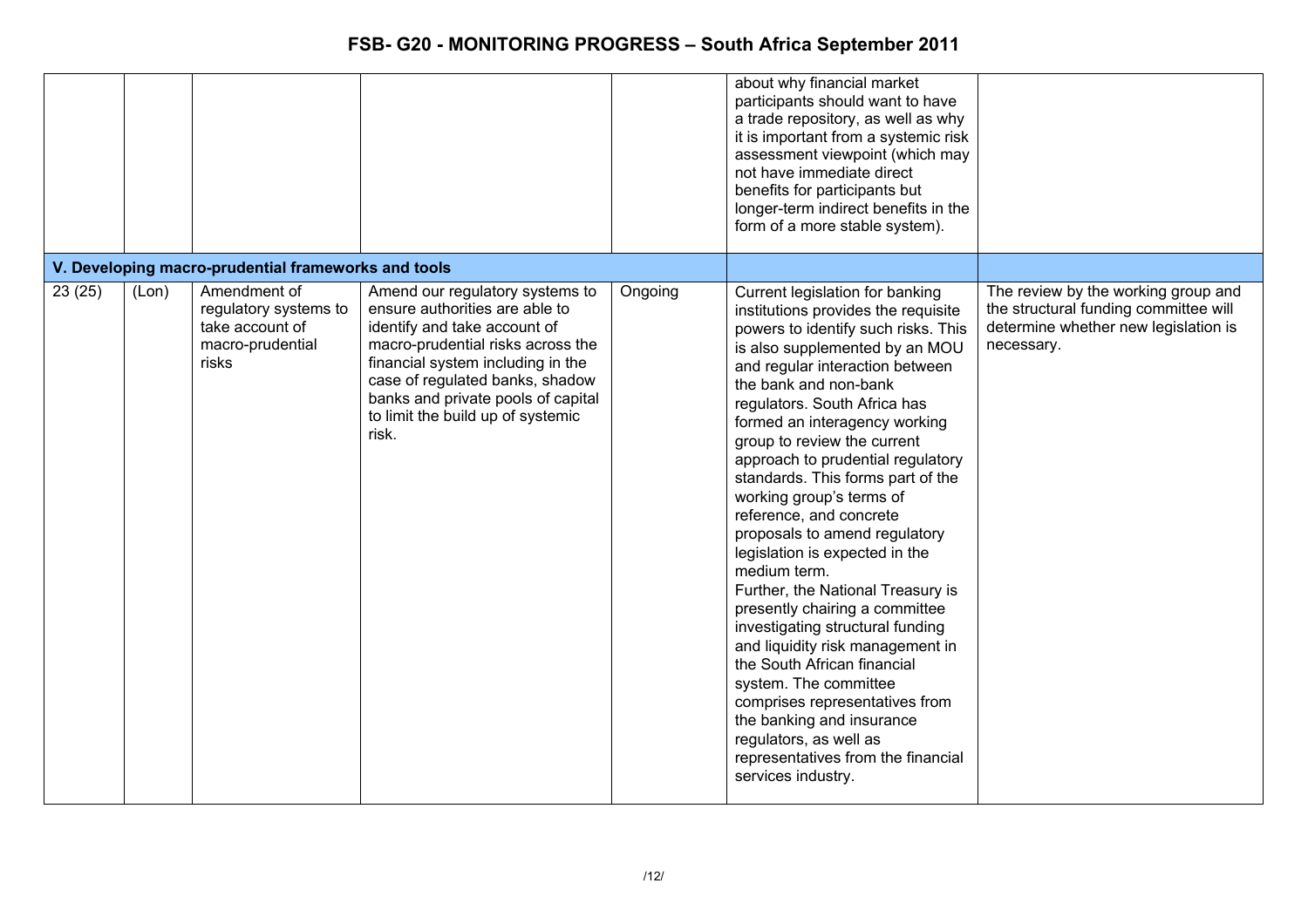| | | | | | | |
|---|---|---|---|---|---|---|
| | | | | | about why financial market participants should want to have a trade repository, as well as why it is important from a systemic risk assessment viewpoint (which may not have immediate direct benefits for participants but longer-term indirect benefits in the form of a more stable system). | |
| **V. Developing macro-prudential frameworks and tools** | | | | | | |
| 23 (25) | (Lon) | Amendment of regulatory systems to take account of macro-prudential risks | Amend our regulatory systems to ensure authorities are able to identify and take account of macro-prudential risks across the financial system including in the case of regulated banks, shadow banks and private pools of capital to limit the build up of systemic risk. | Ongoing | Current legislation for banking institutions provides the requisite powers to identify such risks. This is also supplemented by an MOU and regular interaction between the bank and non-bank regulators. South Africa has formed an interagency working group to review the current approach to prudential regulatory standards. This forms part of the working group's terms of reference, and concrete proposals to amend regulatory legislation is expected in the medium term.<br>Further, the National Treasury is presently chairing a committee investigating structural funding and liquidity risk management in the South African financial system. The committee comprises representatives from the banking and insurance regulators, as well as representatives from the financial services industry. | The review by the working group and the structural funding committee will determine whether new legislation is necessary. |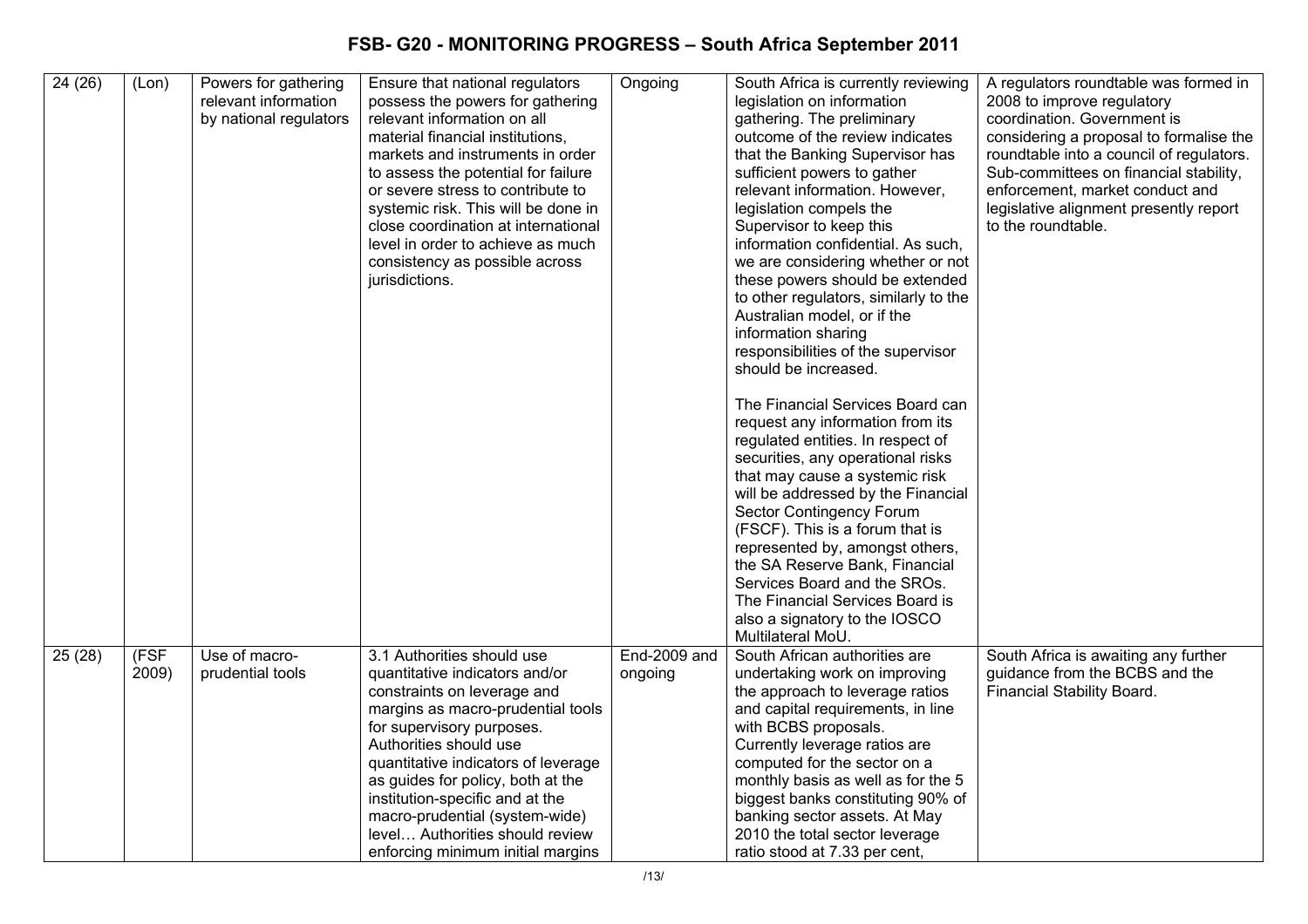# FSB- G20 - MONITORING PROGRESS – South Africa September 2011

| | | | | | | |
|---|---|---|---|---|---|---|
| 24 (26) | (Lon) | Powers for gathering relevant information by national regulators | Ensure that national regulators possess the powers for gathering relevant information on all material financial institutions, markets and instruments in order to assess the potential for failure or severe stress to contribute to systemic risk. This will be done in close coordination at international level in order to achieve as much consistency as possible across jurisdictions. | Ongoing | South Africa is currently reviewing legislation on information gathering. The preliminary outcome of the review indicates that the Banking Supervisor has sufficient powers to gather relevant information. However, legislation compels the Supervisor to keep this information confidential. As such, we are considering whether or not these powers should be extended to other regulators, similarly to the Australian model, or if the information sharing responsibilities of the supervisor should be increased.<br><br>The Financial Services Board can request any information from its regulated entities. In respect of securities, any operational risks that may cause a systemic risk will be addressed by the Financial Sector Contingency Forum (FSCF). This is a forum that is represented by, amongst others, the SA Reserve Bank, Financial Services Board and the SROs. The Financial Services Board is also a signatory to the IOSCO Multilateral MoU. | A regulators roundtable was formed in 2008 to improve regulatory coordination. Government is considering a proposal to formalise the roundtable into a council of regulators. Sub-committees on financial stability, enforcement, market conduct and legislative alignment presently report to the roundtable. |
| 25 (28) | (FSF 2009) | Use of macro-prudential tools | 3.1 Authorities should use quantitative indicators and/or constraints on leverage and margins as macro-prudential tools for supervisory purposes. Authorities should use quantitative indicators of leverage as guides for policy, both at the institution-specific and at the macro-prudential (system-wide) level… Authorities should review enforcing minimum initial margins | End-2009 and ongoing | South African authorities are undertaking work on improving the approach to leverage ratios and capital requirements, in line with BCBS proposals.<br>Currently leverage ratios are computed for the sector on a monthly basis as well as for the 5 biggest banks constituting 90% of banking sector assets. At May 2010 the total sector leverage ratio stood at 7.33 per cent, | South Africa is awaiting any further guidance from the BCBS and the Financial Stability Board. |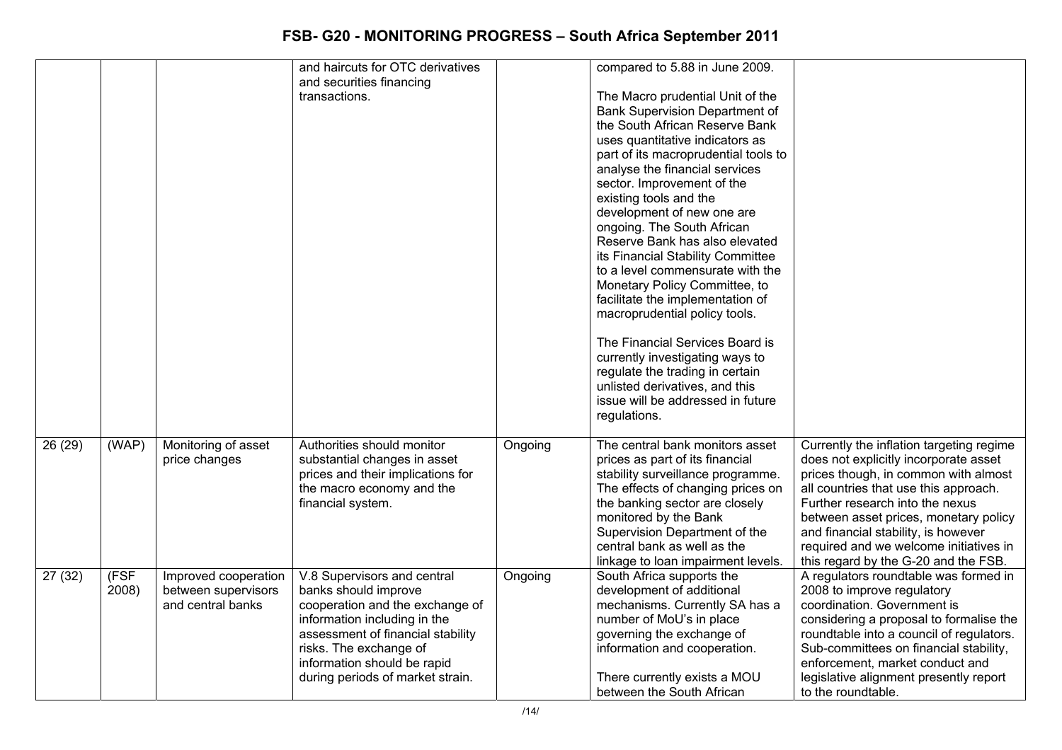| | | | and haircuts for OTC derivatives and securities financing transactions. | | compared to 5.88 in June 2009.<br><br>The Macro prudential Unit of the Bank Supervision Department of the South African Reserve Bank uses quantitative indicators as part of its macroprudential tools to analyse the financial services sector. Improvement of the existing tools and the development of new one are ongoing. The South African Reserve Bank has also elevated its Financial Stability Committee to a level commensurate with the Monetary Policy Committee, to facilitate the implementation of macroprudential policy tools.<br><br>The Financial Services Board is currently investigating ways to regulate the trading in certain unlisted derivatives, and this issue will be addressed in future regulations. | |
|---|---|---|---|---|---|---|
| 26 (29) | (WAP) | Monitoring of asset price changes | Authorities should monitor substantial changes in asset prices and their implications for the macro economy and the financial system. | Ongoing | The central bank monitors asset prices as part of its financial stability surveillance programme. The effects of changing prices on the banking sector are closely monitored by the Bank Supervision Department of the central bank as well as the linkage to loan impairment levels. | Currently the inflation targeting regime does not explicitly incorporate asset prices though, in common with almost all countries that use this approach. Further research into the nexus between asset prices, monetary policy and financial stability, is however required and we welcome initiatives in this regard by the G-20 and the FSB. |
| 27 (32) | (FSF 2008) | Improved cooperation between supervisors and central banks | V.8 Supervisors and central banks should improve cooperation and the exchange of information including in the assessment of financial stability risks. The exchange of information should be rapid during periods of market strain. | Ongoing | South Africa supports the development of additional mechanisms. Currently SA has a number of MoU's in place governing the exchange of information and cooperation.<br><br>There currently exists a MOU between the South African | A regulators roundtable was formed in 2008 to improve regulatory coordination. Government is considering a proposal to formalise the roundtable into a council of regulators. Sub-committees on financial stability, enforcement, market conduct and legislative alignment presently report to the roundtable. |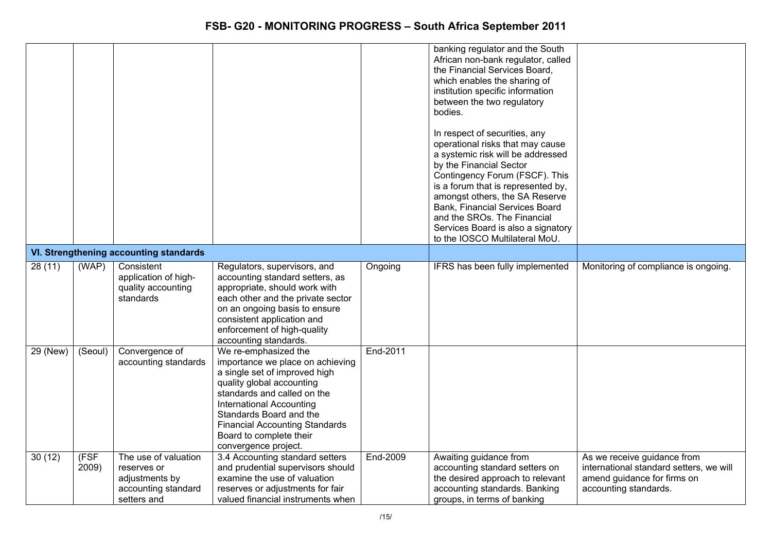| | | | | | | |
|---|---|---|---|---|---|---|
| | | | | | banking regulator and the South African non-bank regulator, called the Financial Services Board, which enables the sharing of institution specific information between the two regulatory bodies.<br><br>In respect of securities, any operational risks that may cause a systemic risk will be addressed by the Financial Sector Contingency Forum (FSCF). This is a forum that is represented by, amongst others, the SA Reserve Bank, Financial Services Board and the SROs. The Financial Services Board is also a signatory to the IOSCO Multilateral MoU. | |
| **VI. Strengthening accounting standards** | | | | | | |
| 28 (11) | (WAP) | Consistent application of high-quality accounting standards | Regulators, supervisors, and accounting standard setters, as appropriate, should work with each other and the private sector on an ongoing basis to ensure consistent application and enforcement of high-quality accounting standards. | Ongoing | IFRS has been fully implemented | Monitoring of compliance is ongoing. |
| 29 (New) | (Seoul) | Convergence of accounting standards | We re-emphasized the importance we place on achieving a single set of improved high quality global accounting standards and called on the International Accounting Standards Board and the Financial Accounting Standards Board to complete their convergence project. | End-2011 | | |
| 30 (12) | (FSF 2009) | The use of valuation reserves or adjustments by accounting standard setters and | 3.4 Accounting standard setters and prudential supervisors should examine the use of valuation reserves or adjustments for fair valued financial instruments when | End-2009 | Awaiting guidance from accounting standard setters on the desired approach to relevant accounting standards. Banking groups, in terms of banking | As we receive guidance from international standard setters, we will amend guidance for firms on accounting standards. |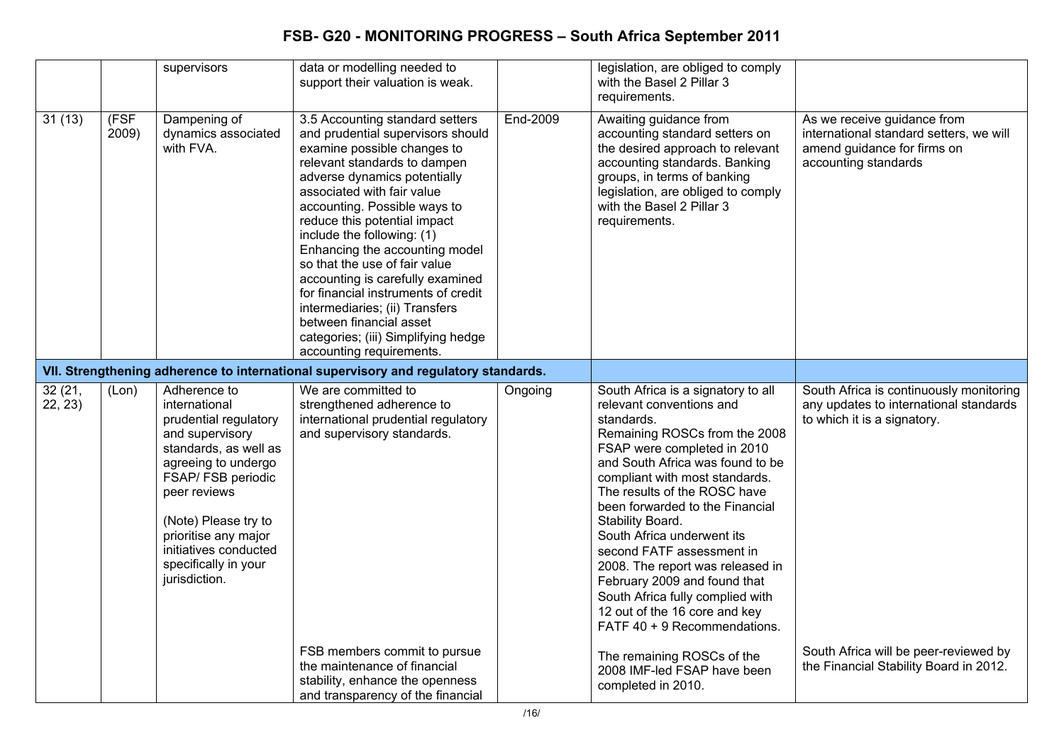| | | supervisors | data or modelling needed to support their valuation is weak. | | legislation, are obliged to comply with the Basel 2 Pillar 3 requirements. | |
|---|---|---|---|---|---|---|
| 31 (13) | (FSF 2009) | Dampening of dynamics associated with FVA. | 3.5 Accounting standard setters and prudential supervisors should examine possible changes to relevant standards to dampen adverse dynamics potentially associated with fair value accounting. Possible ways to reduce this potential impact include the following: (1) Enhancing the accounting model so that the use of fair value accounting is carefully examined for financial instruments of credit intermediaries; (ii) Transfers between financial asset categories; (iii) Simplifying hedge accounting requirements. | End-2009 | Awaiting guidance from accounting standard setters on the desired approach to relevant accounting standards. Banking groups, in terms of banking legislation, are obliged to comply with the Basel 2 Pillar 3 requirements. | As we receive guidance from international standard setters, we will amend guidance for firms on accounting standards |
| **VII. Strengthening adherence to international supervisory and regulatory standards.** | | | | | | |
| 32 (21, 22, 23) | (Lon) | Adherence to international prudential regulatory and supervisory standards, as well as agreeing to undergo FSAP/ FSB periodic peer reviews<br><br>(Note) Please try to prioritise any major initiatives conducted specifically in your jurisdiction. | We are committed to strengthened adherence to international prudential regulatory and supervisory standards. | Ongoing | South Africa is a signatory to all relevant conventions and standards.<br>Remaining ROSCs from the 2008 FSAP were completed in 2010 and South Africa was found to be compliant with most standards. The results of the ROSC have been forwarded to the Financial Stability Board.<br>South Africa underwent its second FATF assessment in 2008. The report was released in February 2009 and found that South Africa fully complied with 12 out of the 16 core and key FATF 40 + 9 Recommendations. | South Africa is continuously monitoring any updates to international standards to which it is a signatory. |
| | | | FSB members commit to pursue the maintenance of financial stability, enhance the openness and transparency of the financial | | The remaining ROSCs of the 2008 IMF-led FSAP have been completed in 2010. | South Africa will be peer-reviewed by the Financial Stability Board in 2012. |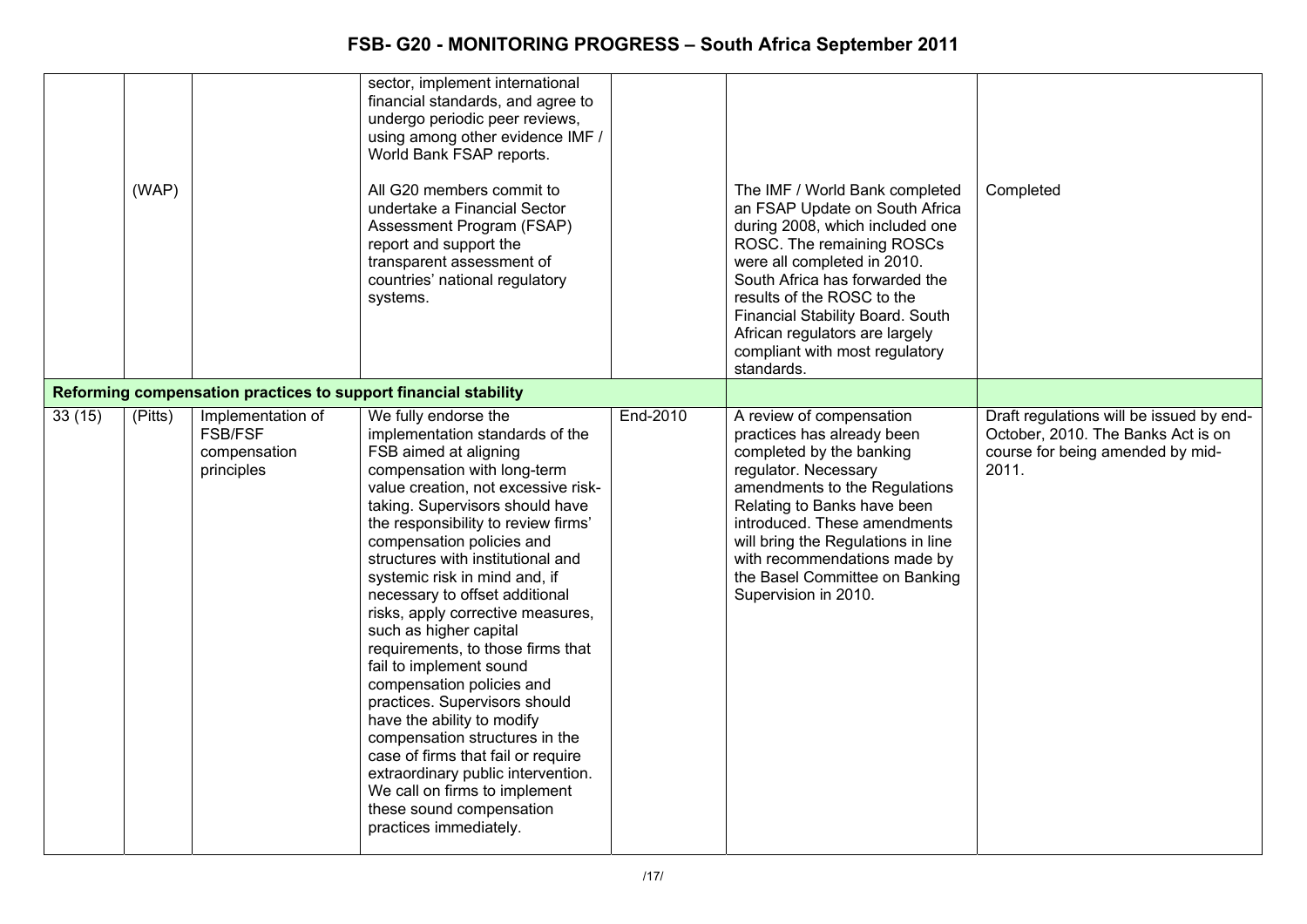| | | | | | | |
|---|---|---|---|---|---|---|
| | (WAP) | | sector, implement international financial standards, and agree to undergo periodic peer reviews, using among other evidence IMF / World Bank FSAP reports.<br><br>All G20 members commit to undertake a Financial Sector Assessment Program (FSAP) report and support the transparent assessment of countries' national regulatory systems. | | The IMF / World Bank completed an FSAP Update on South Africa during 2008, which included one ROSC. The remaining ROSCs were all completed in 2010. South Africa has forwarded the results of the ROSC to the Financial Stability Board. South African regulators are largely compliant with most regulatory standards. | Completed |
| **Reforming compensation practices to support financial stability** | | | | | | |
| 33 (15) | (Pitts) | Implementation of FSB/FSF compensation principles | We fully endorse the implementation standards of the FSB aimed at aligning compensation with long-term value creation, not excessive risk-taking. Supervisors should have the responsibility to review firms' compensation policies and structures with institutional and systemic risk in mind and, if necessary to offset additional risks, apply corrective measures, such as higher capital requirements, to those firms that fail to implement sound compensation policies and practices. Supervisors should have the ability to modify compensation structures in the case of firms that fail or require extraordinary public intervention. We call on firms to implement these sound compensation practices immediately. | End-2010 | A review of compensation practices has already been completed by the banking regulator. Necessary amendments to the Regulations Relating to Banks have been introduced. These amendments will bring the Regulations in line with recommendations made by the Basel Committee on Banking Supervision in 2010. | Draft regulations will be issued by end-October, 2010. The Banks Act is on course for being amended by mid-2011. |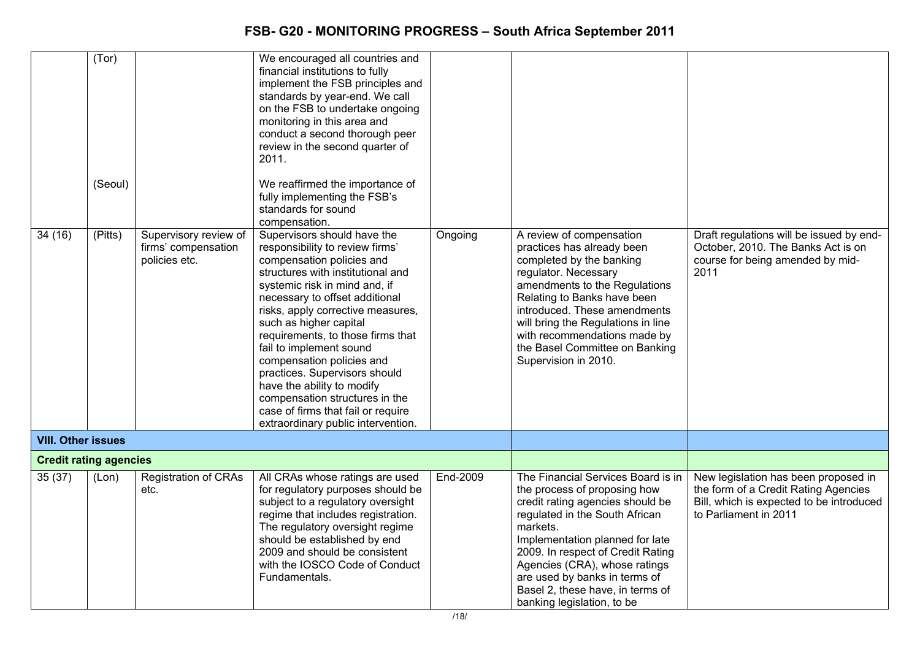| | | | | | | |
|---|---|---|---|---|---|---|
| | (Tor)<br><br>(Seoul) | | We encouraged all countries and financial institutions to fully implement the FSB principles and standards by year-end. We call on the FSB to undertake ongoing monitoring in this area and conduct a second thorough peer review in the second quarter of 2011.<br><br>We reaffirmed the importance of fully implementing the FSB's standards for sound compensation. | | | |
| 34 (16) | (Pitts) | Supervisory review of firms' compensation policies etc. | Supervisors should have the responsibility to review firms' compensation policies and structures with institutional and systemic risk in mind and, if necessary to offset additional risks, apply corrective measures, such as higher capital requirements, to those firms that fail to implement sound compensation policies and practices. Supervisors should have the ability to modify compensation structures in the case of firms that fail or require extraordinary public intervention. | Ongoing | A review of compensation practices has already been completed by the banking regulator. Necessary amendments to the Regulations Relating to Banks have been introduced. These amendments will bring the Regulations in line with recommendations made by the Basel Committee on Banking Supervision in 2010. | Draft regulations will be issued by end-October, 2010. The Banks Act is on course for being amended by mid-2011 |
| **VIII. Other issues** | | | | | | |
| **Credit rating agencies** | | | | | | |
| 35 (37) | (Lon) | Registration of CRAs etc. | All CRAs whose ratings are used for regulatory purposes should be subject to a regulatory oversight regime that includes registration. The regulatory oversight regime should be established by end 2009 and should be consistent with the IOSCO Code of Conduct Fundamentals. | End-2009 | The Financial Services Board is in the process of proposing how credit rating agencies should be regulated in the South African markets.<br>Implementation planned for late 2009. In respect of Credit Rating Agencies (CRA), whose ratings are used by banks in terms of Basel 2, these have, in terms of banking legislation, to be | New legislation has been proposed in the form of a Credit Rating Agencies Bill, which is expected to be introduced to Parliament in 2011 |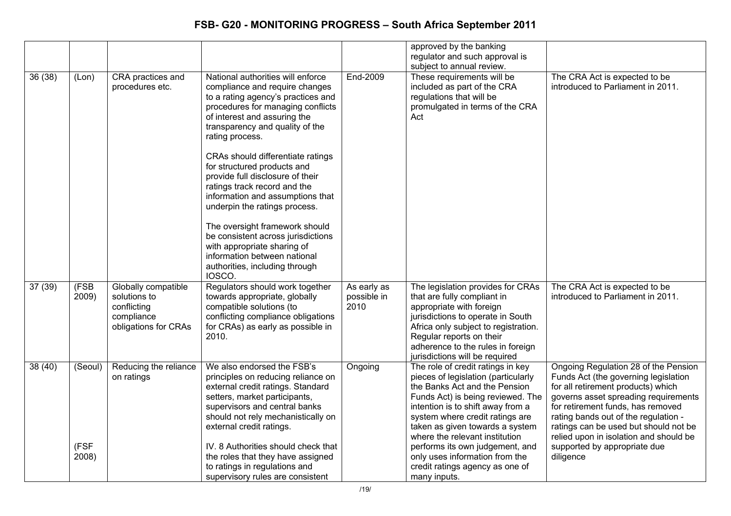| | | | | | | |
|---|---|---|---|---|---|---|
| | | | | | approved by the banking regulator and such approval is subject to annual review. | |
| 36 (38) | (Lon) | CRA practices and procedures etc. | National authorities will enforce compliance and require changes to a rating agency's practices and procedures for managing conflicts of interest and assuring the transparency and quality of the rating process.<br><br>CRAs should differentiate ratings for structured products and provide full disclosure of their ratings track record and the information and assumptions that underpin the ratings process.<br><br>The oversight framework should be consistent across jurisdictions with appropriate sharing of information between national authorities, including through IOSCO. | End-2009 | These requirements will be included as part of the CRA regulations that will be promulgated in terms of the CRA Act | The CRA Act is expected to be introduced to Parliament in 2011. |
| 37 (39) | (FSB 2009) | Globally compatible solutions to conflicting compliance obligations for CRAs | Regulators should work together towards appropriate, globally compatible solutions (to conflicting compliance obligations for CRAs) as early as possible in 2010. | As early as possible in 2010 | The legislation provides for CRAs that are fully compliant in appropriate with foreign jurisdictions to operate in South Africa only subject to registration. Regular reports on their adherence to the rules in foreign jurisdictions will be required | The CRA Act is expected to be introduced to Parliament in 2011. |
| 38 (40) | (Seoul)<br><br>(FSF 2008) | Reducing the reliance on ratings | We also endorsed the FSB's principles on reducing reliance on external credit ratings. Standard setters, market participants, supervisors and central banks should not rely mechanistically on external credit ratings.<br><br>IV. 8 Authorities should check that the roles that they have assigned to ratings in regulations and supervisory rules are consistent | Ongoing | The role of credit ratings in key pieces of legislation (particularly the Banks Act and the Pension Funds Act) is being reviewed. The intention is to shift away from a system where credit ratings are taken as given towards a system where the relevant institution performs its own judgement, and only uses information from the credit ratings agency as one of many inputs. | Ongoing Regulation 28 of the Pension Funds Act (the governing legislation for all retirement products) which governs asset spreading requirements for retirement funds, has removed rating bands out of the regulation - ratings can be used but should not be relied upon in isolation and should be supported by appropriate due diligence |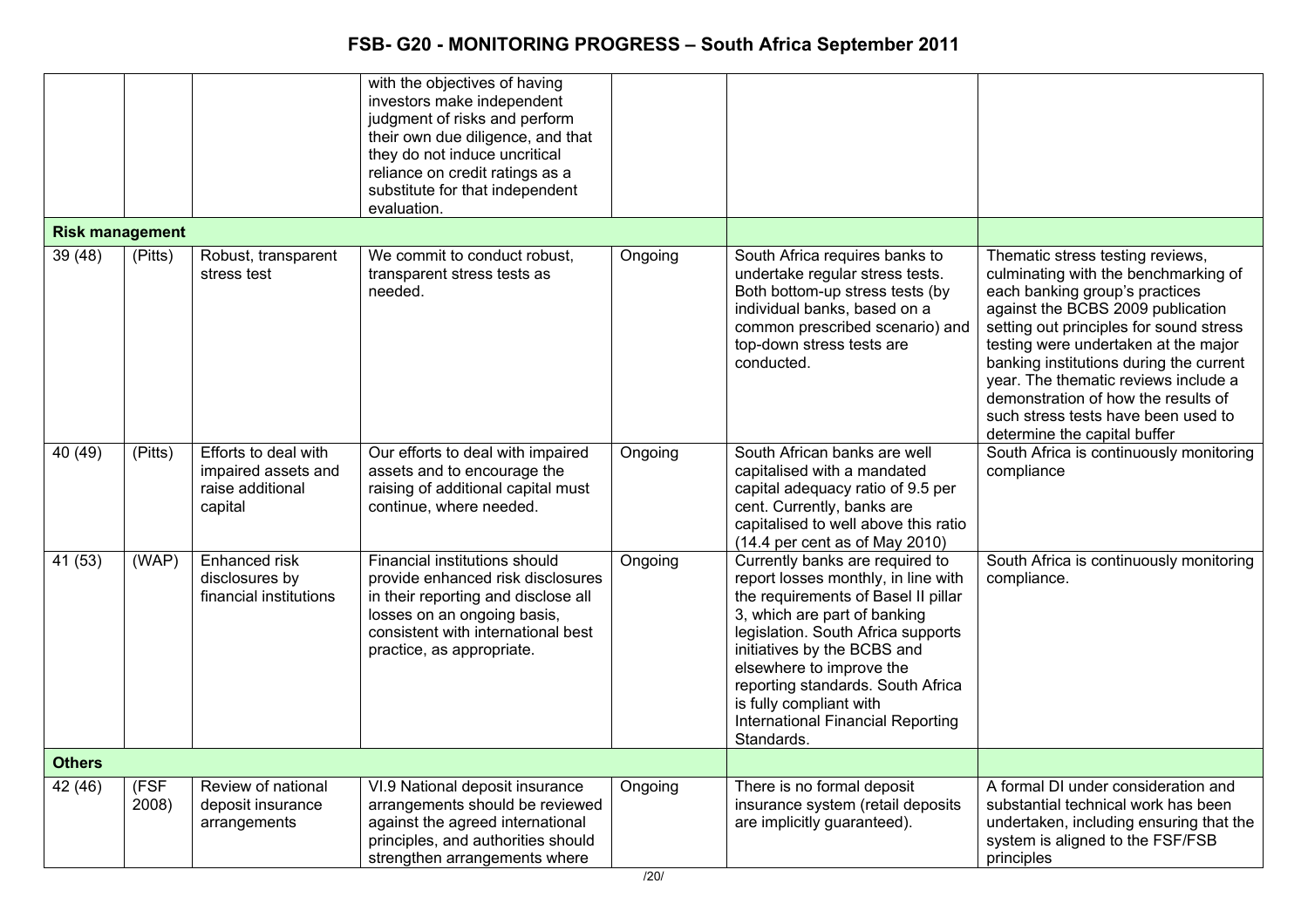| | | | | | | |
|---|---|---|---|---|---|---|
| | | | with the objectives of having investors make independent judgment of risks and perform their own due diligence, and that they do not induce uncritical reliance on credit ratings as a substitute for that independent evaluation. | | | |
| **Risk management** | | | | | | |
| 39 (48) | (Pitts) | Robust, transparent stress test | We commit to conduct robust, transparent stress tests as needed. | Ongoing | South Africa requires banks to undertake regular stress tests. Both bottom-up stress tests (by individual banks, based on a common prescribed scenario) and top-down stress tests are conducted. | Thematic stress testing reviews, culminating with the benchmarking of each banking group's practices against the BCBS 2009 publication setting out principles for sound stress testing were undertaken at the major banking institutions during the current year. The thematic reviews include a demonstration of how the results of such stress tests have been used to determine the capital buffer |
| 40 (49) | (Pitts) | Efforts to deal with impaired assets and raise additional capital | Our efforts to deal with impaired assets and to encourage the raising of additional capital must continue, where needed. | Ongoing | South African banks are well capitalised with a mandated capital adequacy ratio of 9.5 per cent. Currently, banks are capitalised to well above this ratio (14.4 per cent as of May 2010) | South Africa is continuously monitoring compliance |
| 41 (53) | (WAP) | Enhanced risk disclosures by financial institutions | Financial institutions should provide enhanced risk disclosures in their reporting and disclose all losses on an ongoing basis, consistent with international best practice, as appropriate. | Ongoing | Currently banks are required to report losses monthly, in line with the requirements of Basel II pillar 3, which are part of banking legislation. South Africa supports initiatives by the BCBS and elsewhere to improve the reporting standards. South Africa is fully compliant with International Financial Reporting Standards. | South Africa is continuously monitoring compliance. |
| **Others** | | | | | | |
| 42 (46) | (FSF 2008) | Review of national deposit insurance arrangements | VI.9 National deposit insurance arrangements should be reviewed against the agreed international principles, and authorities should strengthen arrangements where | Ongoing | There is no formal deposit insurance system (retail deposits are implicitly guaranteed). | A formal DI under consideration and substantial technical work has been undertaken, including ensuring that the system is aligned to the FSF/FSB principles |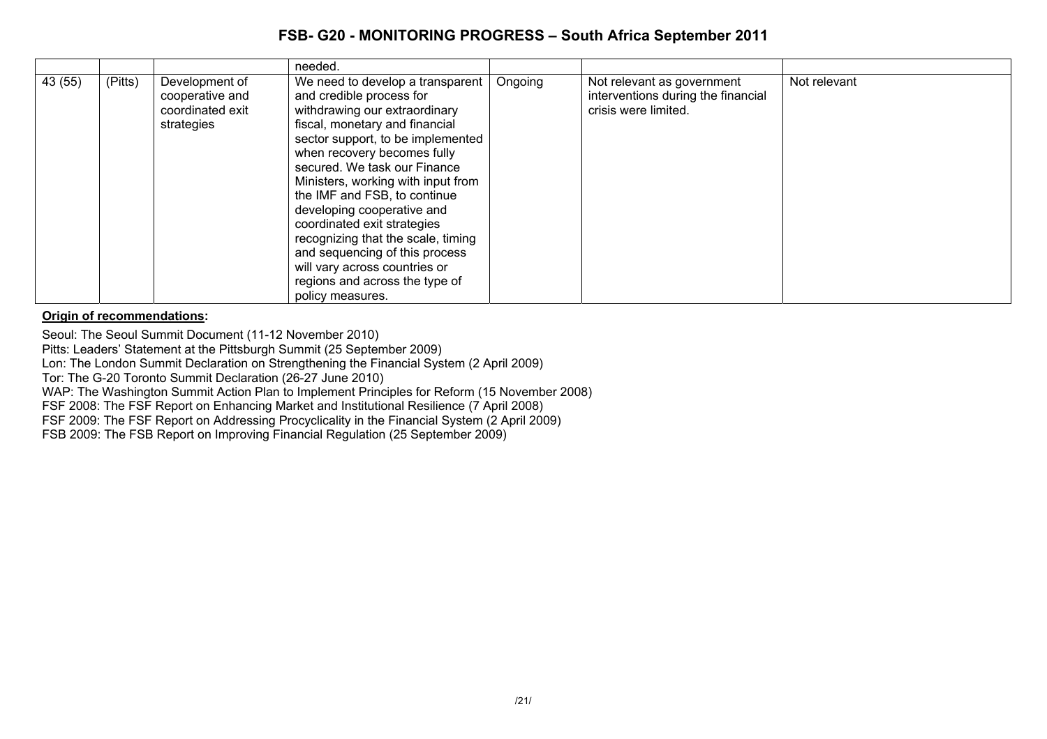| | | | | | | |
|---|---|---|---|---|---|---|
| | | | needed. | | | |
| 43 (55) | (Pitts) | Development of cooperative and coordinated exit strategies | We need to develop a transparent and credible process for withdrawing our extraordinary fiscal, monetary and financial sector support, to be implemented when recovery becomes fully secured. We task our Finance Ministers, working with input from the IMF and FSB, to continue developing cooperative and coordinated exit strategies recognizing that the scale, timing and sequencing of this process will vary across countries or regions and across the type of policy measures. | Ongoing | Not relevant as government interventions during the financial crisis were limited. | Not relevant |

**Origin of recommendations:**

Seoul: The Seoul Summit Document (11-12 November 2010)
Pitts: Leaders' Statement at the Pittsburgh Summit (25 September 2009)
Lon: The London Summit Declaration on Strengthening the Financial System (2 April 2009)
Tor: The G-20 Toronto Summit Declaration (26-27 June 2010)
WAP: The Washington Summit Action Plan to Implement Principles for Reform (15 November 2008)
FSF 2008: The FSF Report on Enhancing Market and Institutional Resilience (7 April 2008)
FSF 2009: The FSF Report on Addressing Procyclicality in the Financial System (2 April 2009)
FSB 2009: The FSB Report on Improving Financial Regulation (25 September 2009)